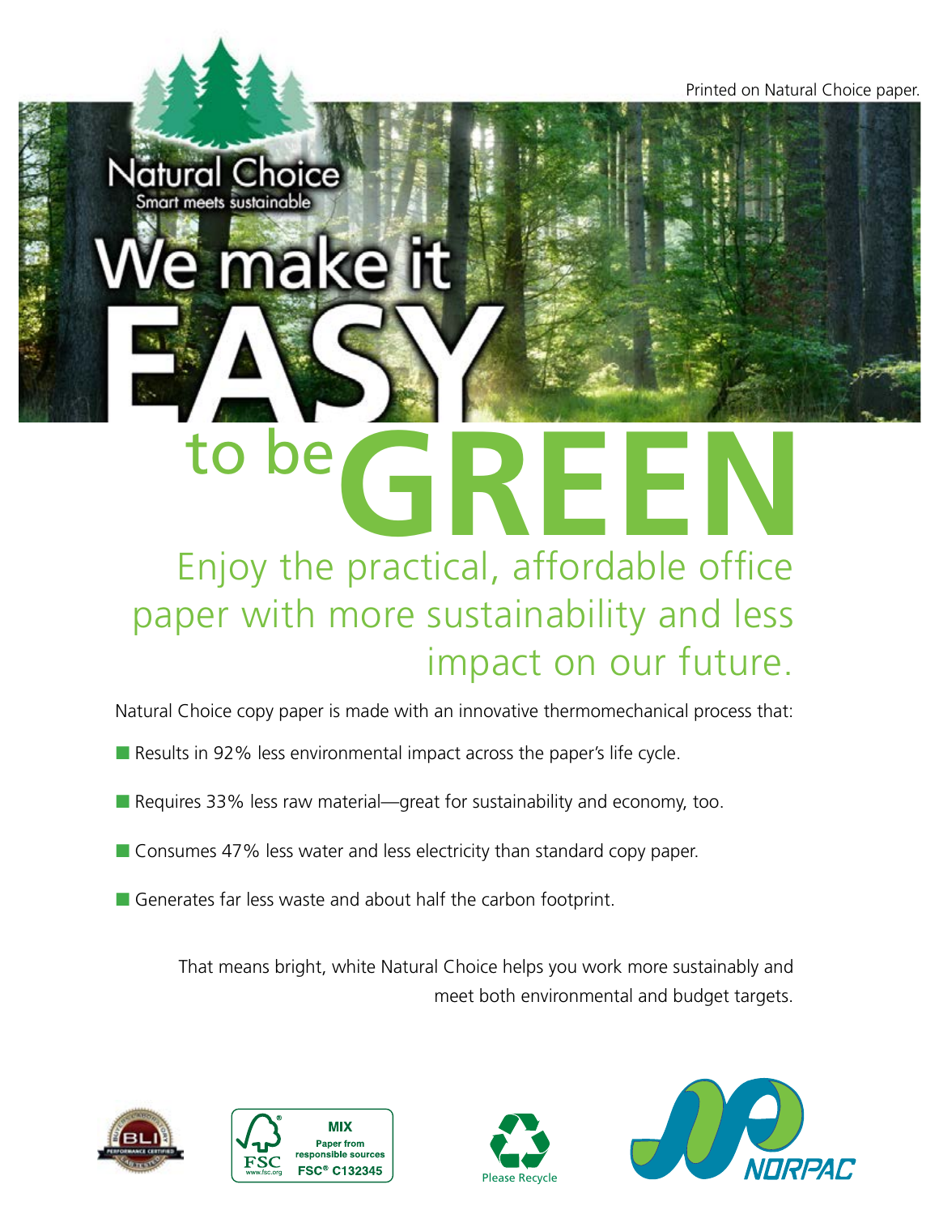Printed on Natural Choice paper.

Natural Choice

Smart meets sustainable

# We make it EASY to be GREEN

## Enjoy the practical, affordable office paper with more sustainability and less impact on our future.

Natural Choice copy paper is made with an innovative thermomechanical process that:

- Results in 92% less environmental impact across the paper's life cycle.
- Requires 33% less raw material—great for sustainability and economy, too.
- Consumes 47% less water and less electricity than standard copy paper.
- Generates far less waste and about half the carbon footprint.

That means bright, white Natural Choice helps you work more sustainably and meet both environmental and budget targets.

BLI PERFORMANCE CERTIFIED

FSC MIX Paper from responsible sources FSC® C132345 www.fsc.org

Please Recycle

NORPAC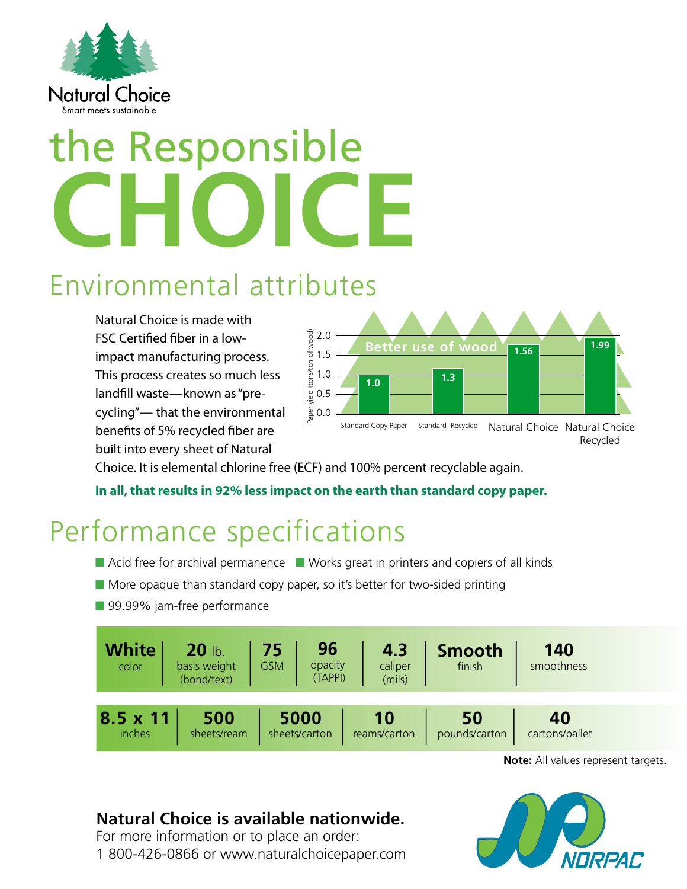Natural Choice
Smart meets sustainable

# the Responsible CHOICE

## Environmental attributes

Natural Choice is made with FSC Certified fiber in a low-impact manufacturing process. This process creates so much less landfill waste—known as "pre-cycling"— that the environmental benefits of 5% recycled fiber are built into every sheet of Natural Choice. It is elemental chlorine free (ECF) and 100% percent recyclable again.

Better use of wood

Paper yield (tons/ton of wood)

2.0
1.5
1.0
0.5
0.0

1.0
1.3
1.56
1.99

Standard Copy Paper
Standard Recycled
Natural Choice
Natural Choice Recycled

**In all, that results in 92% less impact on the earth than standard copy paper.**

## Performance specifications

- Acid free for archival permanence
- Works great in printers and copiers of all kinds
- More opaque than standard copy paper, so it's better for two-sided printing
- 99.99% jam-free performance

| | | | | | | |
|---|---|---|---|---|---|---|
| **White** color | **20** lb. basis weight (bond/text) | **75** GSM | **96** opacity (TAPPI) | **4.3** caliper (mils) | **Smooth** finish | **140** smoothness |

| | | | | | |
|---|---|---|---|---|---|
| **8.5 x 11** inches | **500** sheets/ream | **5000** sheets/carton | **10** reams/carton | **50** pounds/carton | **40** cartons/pallet |

**Note:** All values represent targets.

**Natural Choice is available nationwide.**
For more information or to place an order:
1 800-426-0866 or www.naturalchoicepaper.com

NORPAC